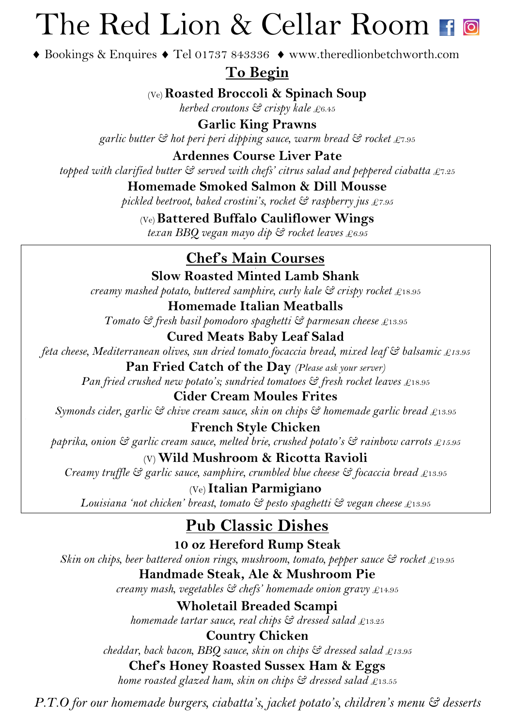# The Red Lion & Cellar Room

♦ Bookings & Enquires ♦ Tel 01737 843336 ♦ www.theredlionbetchworth.com

## To Begin

(Ve) **Roasted Broccoli & Spinach Soup**
*herbed croutons & crispy kale £6.45*

**Garlic King Prawns**
*garlic butter & hot peri peri dipping sauce, warm bread & rocket £7.95*

**Ardennes Course Liver Pate**
*topped with clarified butter & served with chefs' citrus salad and peppered ciabatta £7.25*

**Homemade Smoked Salmon & Dill Mousse**
*pickled beetroot, baked crostini's, rocket & raspberry jus £7.95*

(Ve) **Battered Buffalo Cauliflower Wings**
*texan BBQ vegan mayo dip & rocket leaves £6.95*

## Chef's Main Courses

**Slow Roasted Minted Lamb Shank**
*creamy mashed potato, buttered samphire, curly kale & crispy rocket £18.95*

**Homemade Italian Meatballs**
*Tomato & fresh basil pomodoro spaghetti & parmesan cheese £13.95*

**Cured Meats Baby Leaf Salad**
*feta cheese, Mediterranean olives, sun dried tomato focaccia bread, mixed leaf & balsamic £13.95*

**Pan Fried Catch of the Day** *(Please ask your server)*
*Pan fried crushed new potato's; sundried tomatoes & fresh rocket leaves £18.95*

**Cider Cream Moules Frites**
*Symonds cider, garlic & chive cream sauce, skin on chips & homemade garlic bread £13.95*

**French Style Chicken**
*paprika, onion & garlic cream sauce, melted brie, crushed potato's & rainbow carrots £15.95*

(V) **Wild Mushroom & Ricotta Ravioli**
*Creamy truffle & garlic sauce, samphire, crumbled blue cheese & focaccia bread £13.95*

(Ve) **Italian Parmigiano**
*Louisiana 'not chicken' breast, tomato & pesto spaghetti & vegan cheese £13.95*

## Pub Classic Dishes

**10 oz Hereford Rump Steak**
*Skin on chips, beer battered onion rings, mushroom, tomato, pepper sauce & rocket £19.95*

**Handmade Steak, Ale & Mushroom Pie**
*creamy mash, vegetables & chefs' homemade onion gravy £14.95*

**Wholetail Breaded Scampi**
*homemade tartar sauce, real chips & dressed salad £13.25*

**Country Chicken**
*cheddar, back bacon, BBQ sauce, skin on chips & dressed salad £13.95*

**Chef's Honey Roasted Sussex Ham & Eggs**
*home roasted glazed ham, skin on chips & dressed salad £13.55*

*P.T.O for our homemade burgers, ciabatta's, jacket potato's, children's menu & desserts*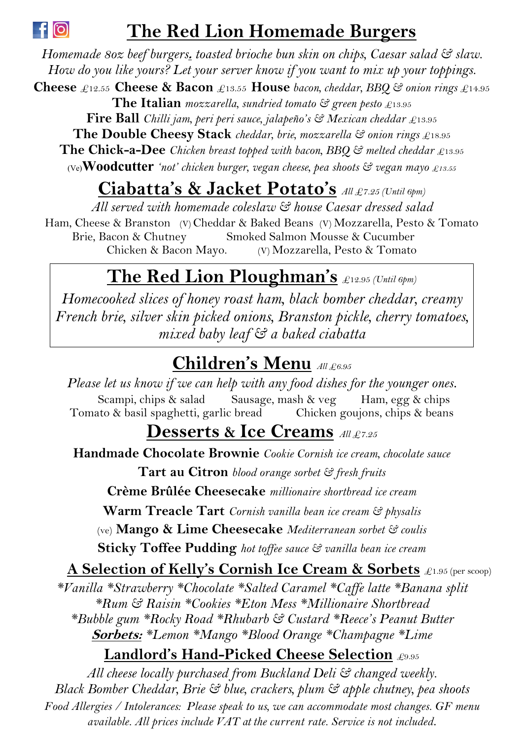# The Red Lion Homemade Burgers

*Homemade 8oz beef burgers. toasted brioche bun skin on chips, Caesar salad & slaw. How do you like yours? Let your server know if you want to mix up your toppings.*

**Cheese** £12.55 **Cheese & Bacon** £13.55 **House** *bacon, cheddar, BBQ & onion rings* £14.95

**The Italian** *mozzarella, sundried tomato & green pesto* £13.95

**Fire Ball** *Chilli jam, peri peri sauce, jalapeño's & Mexican cheddar* £13.95

**The Double Cheesy Stack** *cheddar, brie, mozzarella & onion rings* £18.95

**The Chick-a-Dee** *Chicken breast topped with bacon, BBQ & melted cheddar* £13.95

(Ve)**Woodcutter** *'not' chicken burger, vegan cheese, pea shoots & vegan mayo* £13.55

## Ciabatta's & Jacket Potato's *All £7.25 (Until 6pm)*

*All served with homemade coleslaw & house Caesar dressed salad*

Ham, Cheese & Branston (V) Cheddar & Baked Beans (V) Mozzarella, Pesto & Tomato
Brie, Bacon & Chutney Smoked Salmon Mousse & Cucumber
Chicken & Bacon Mayo. (V) Mozzarella, Pesto & Tomato

## The Red Lion Ploughman's *£12.95 (Until 6pm)*

*Homecooked slices of honey roast ham, black bomber cheddar, creamy French brie, silver skin picked onions, Branston pickle, cherry tomatoes, mixed baby leaf & a baked ciabatta*

## Children's Menu *All £6.95*

*Please let us know if we can help with any food dishes for the younger ones.*

Scampi, chips & salad Sausage, mash & veg Ham, egg & chips
Tomato & basil spaghetti, garlic bread Chicken goujons, chips & beans

## Desserts & Ice Creams *All £7.25*

**Handmade Chocolate Brownie** *Cookie Cornish ice cream, chocolate sauce*

**Tart au Citron** *blood orange sorbet & fresh fruits*

**Crème Brûlée Cheesecake** *millionaire shortbread ice cream*

**Warm Treacle Tart** *Cornish vanilla bean ice cream & physalis*

(ve) **Mango & Lime Cheesecake** *Mediterranean sorbet & coulis*

**Sticky Toffee Pudding** *hot toffee sauce & vanilla bean ice cream*

## A Selection of Kelly's Cornish Ice Cream & Sorbets £1.95 (per scoop)

*\*Vanilla \*Strawberry \*Chocolate \*Salted Caramel \*Caffe latte \*Banana split \*Rum & Raisin \*Cookies \*Eton Mess \*Millionaire Shortbread \*Bubble gum \*Rocky Road \*Rhubarb & Custard \*Reece's Peanut Butter*

***Sorbets:*** *\*Lemon \*Mango \*Blood Orange \*Champagne \*Lime*

## Landlord's Hand-Picked Cheese Selection £9.95

*All cheese locally purchased from Buckland Deli & changed weekly.*
*Black Bomber Cheddar, Brie & blue, crackers, plum & apple chutney, pea shoots*

*Food Allergies / Intolerances: Please speak to us, we can accommodate most changes. GF menu available. All prices include VAT at the current rate. Service is not included.*